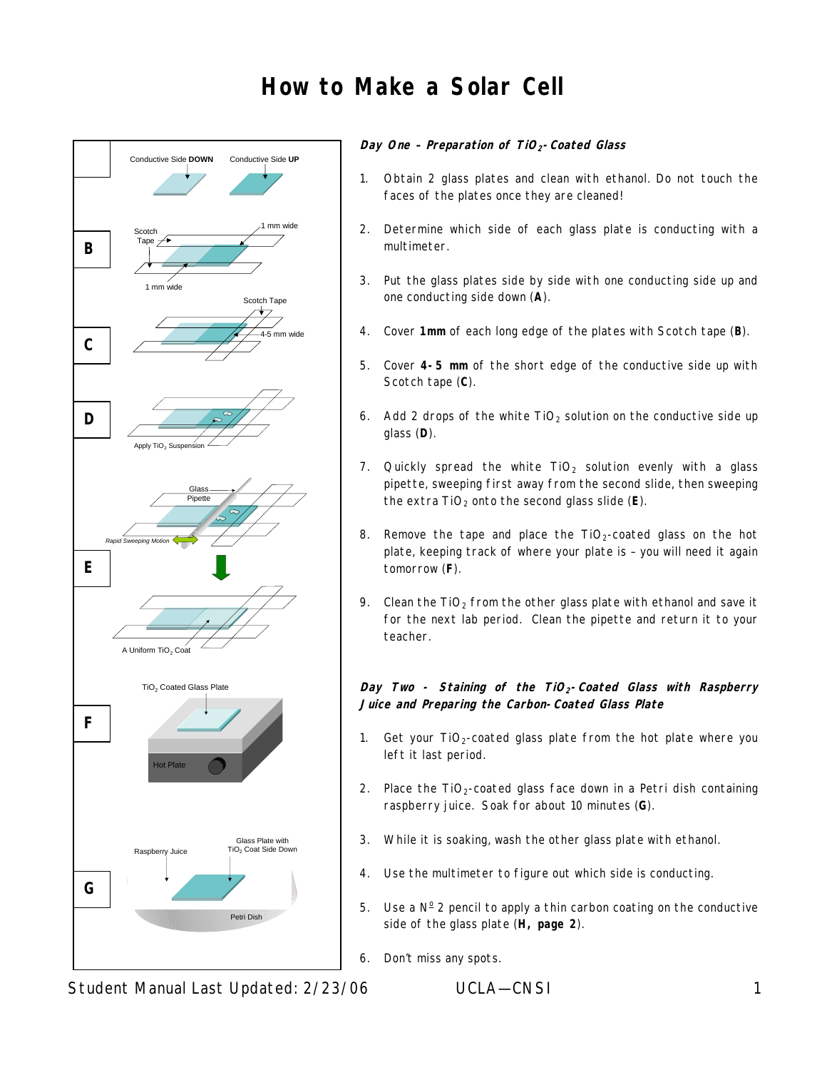# How to Make a Solar Cell

***Day One - Preparation of $TiO_2$-Coated Glass***

1. Obtain 2 glass plates and clean with ethanol. Do not touch the faces of the plates once they are cleaned!
2. Determine which side of each glass plate is conducting with a multimeter.
3. Put the glass plates side by side with one conducting side up and one conducting side down (**A**).
4. Cover **1mm** of each long edge of the plates with Scotch tape (**B**).
5. Cover **4-5 mm** of the short edge of the conductive side up with Scotch tape (**C**).
6. Add 2 drops of the white $TiO_2$ solution on the conductive side up glass (**D**).
7. Quickly spread the white $TiO_2$ solution evenly with a glass pipette, sweeping first away from the second slide, then sweeping the extra $TiO_2$ onto the second glass slide (**E**).
8. Remove the tape and place the $TiO_2$-coated glass on the hot plate, keeping track of where your plate is – you will need it again tomorrow (**F**).
9. Clean the $TiO_2$ from the other glass plate with ethanol and save it for the next lab period. Clean the pipette and return it to your teacher.

***Day Two - Staining of the $TiO_2$-Coated Glass with Raspberry Juice and Preparing the Carbon-Coated Glass Plate***

1. Get your $TiO_2$-coated glass plate from the hot plate where you left it last period.
2. Place the $TiO_2$-coated glass face down in a Petri dish containing raspberry juice. Soak for about 10 minutes (**G**).
3. While it is soaking, wash the other glass plate with ethanol.
4. Use the multimeter to figure out which side is conducting.
5. Use a Nº 2 pencil to apply a thin carbon coating on the conductive side of the glass plate (**H, page 2**).
6. Don't miss any spots.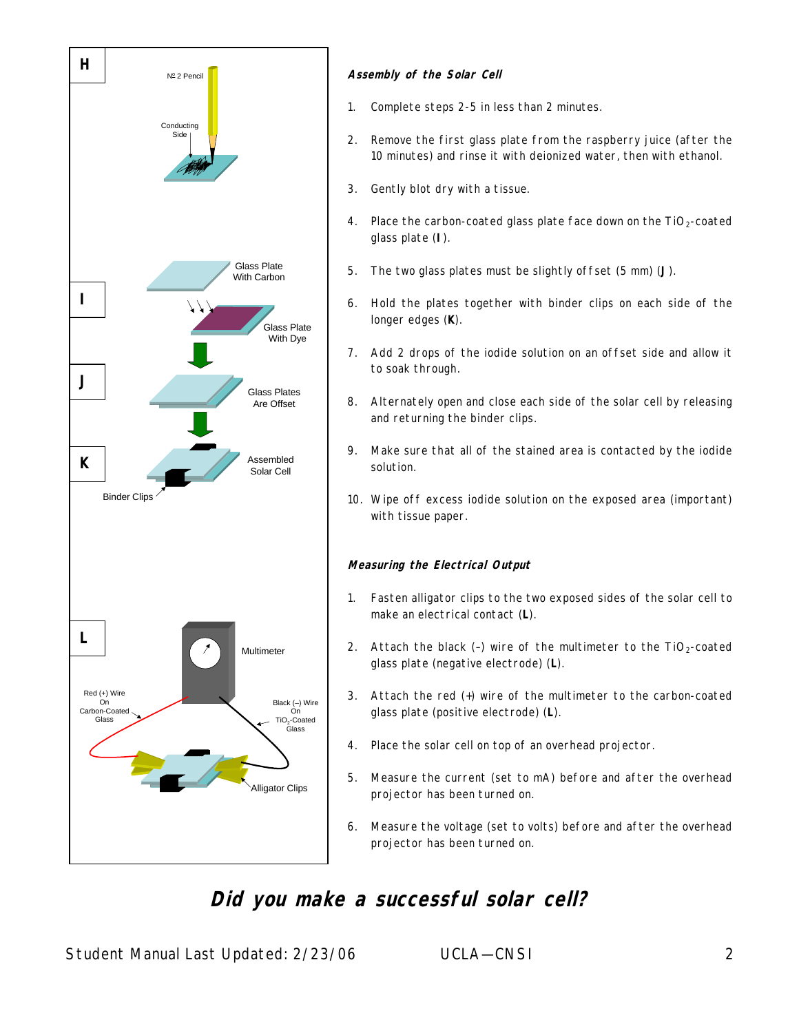H

№ 2 Pencil

Conducting Side

I

Glass Plate With Carbon

Glass Plate With Dye

J

Glass Plates Are Offset

K

Assembled Solar Cell

Binder Clips

L

Multimeter

Red (+) Wire On Carbon-Coated Glass

Black (–) Wire On $TiO_2$-Coated Glass

Alligator Clips

### *Assembly of the Solar Cell*

1. Complete steps 2-5 in less than 2 minutes.
2. Remove the first glass plate from the raspberry juice (after the 10 minutes) and rinse it with deionized water, then with ethanol.
3. Gently blot dry with a tissue.
4. Place the carbon-coated glass plate face down on the $TiO_2$-coated glass plate (**I**).
5. The two glass plates must be slightly offset (5 mm) (**J**).
6. Hold the plates together with binder clips on each side of the longer edges (**K**).
7. Add 2 drops of the iodide solution on an offset side and allow it to soak through.
8. Alternately open and close each side of the solar cell by releasing and returning the binder clips.
9. Make sure that all of the stained area is contacted by the iodide solution.
10. Wipe off excess iodide solution on the exposed area (important) with tissue paper.

### *Measuring the Electrical Output*

1. Fasten alligator clips to the two exposed sides of the solar cell to make an electrical contact (**L**).
2. Attach the black (–) wire of the multimeter to the $TiO_2$-coated glass plate (negative electrode) (**L**).
3. Attach the red (+) wire of the multimeter to the carbon-coated glass plate (positive electrode) (**L**).
4. Place the solar cell on top of an overhead projector.
5. Measure the current (set to mA) before and after the overhead projector has been turned on.
6. Measure the voltage (set to volts) before and after the overhead projector has been turned on.

## ***Did you make a successful solar cell?***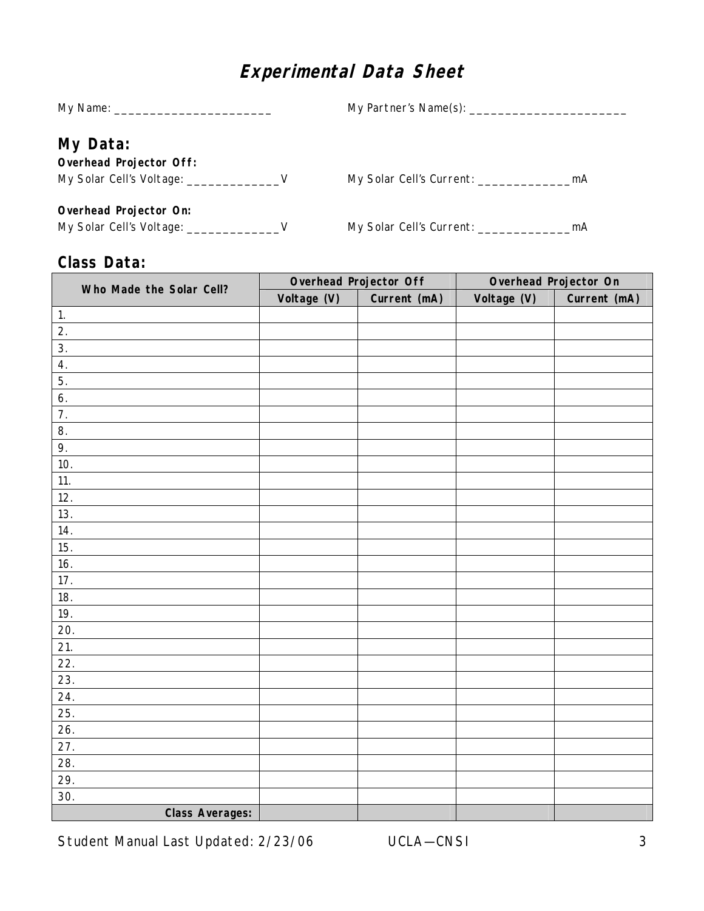# *Experimental Data Sheet*

My Name: _______________________ My Partner's Name(s): _______________________

## My Data:

**Overhead Projector Off:**

My Solar Cell's Voltage: _____________V My Solar Cell's Current: _____________mA

**Overhead Projector On:**

My Solar Cell's Voltage: _____________V My Solar Cell's Current: _____________mA

## Class Data:

| Who Made the Solar Cell? | Overhead Projector Off | | Overhead Projector On | |
|---|---|---|---|---|
| | Voltage (V) | Current (mA) | Voltage (V) | Current (mA) |
| 1. | | | | |
| 2. | | | | |
| 3. | | | | |
| 4. | | | | |
| 5. | | | | |
| 6. | | | | |
| 7. | | | | |
| 8. | | | | |
| 9. | | | | |
| 10. | | | | |
| 11. | | | | |
| 12. | | | | |
| 13. | | | | |
| 14. | | | | |
| 15. | | | | |
| 16. | | | | |
| 17. | | | | |
| 18. | | | | |
| 19. | | | | |
| 20. | | | | |
| 21. | | | | |
| 22. | | | | |
| 23. | | | | |
| 24. | | | | |
| 25. | | | | |
| 26. | | | | |
| 27. | | | | |
| 28. | | | | |
| 29. | | | | |
| 30. | | | | |
| **Class Averages:** | | | | |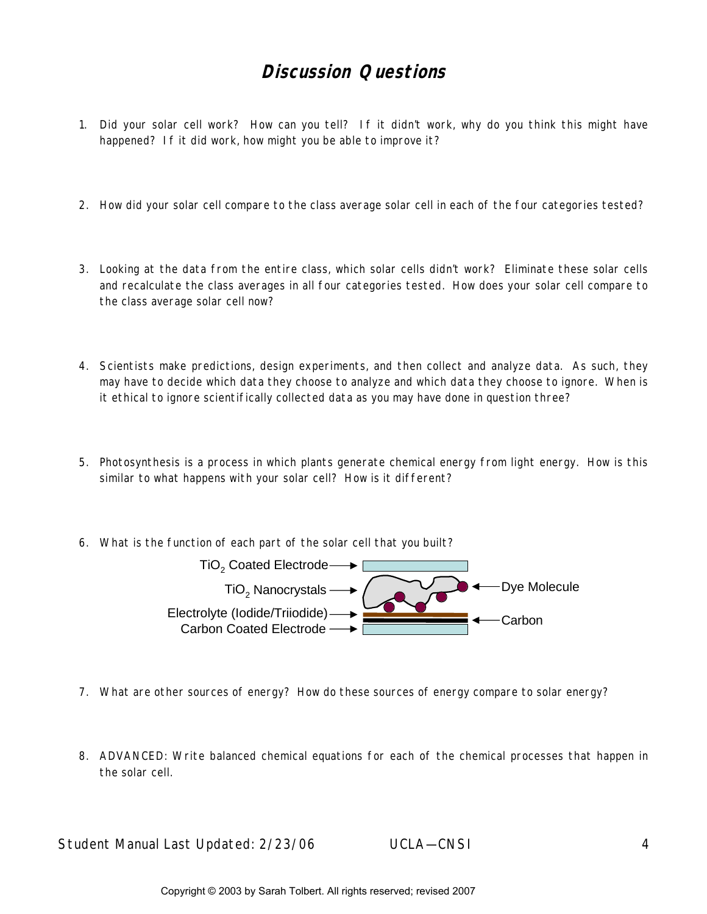# Discussion Questions

1. Did your solar cell work? How can you tell? If it didn't work, why do you think this might have happened? If it did work, how might you be able to improve it?

2. How did your solar cell compare to the class average solar cell in each of the four categories tested?

3. Looking at the data from the entire class, which solar cells didn't work? Eliminate these solar cells and recalculate the class averages in all four categories tested. How does your solar cell compare to the class average solar cell now?

4. Scientists make predictions, design experiments, and then collect and analyze data. As such, they may have to decide which data they choose to analyze and which data they choose to ignore. When is it ethical to ignore scientifically collected data as you may have done in question three?

5. Photosynthesis is a process in which plants generate chemical energy from light energy. How is this similar to what happens with your solar cell? How is it different?

6. What is the function of each part of the solar cell that you built?

$TiO_2$ Coated Electrode

$TiO_2$ Nanocrystals

Electrolyte (Iodide/Triiodide)

Carbon Coated Electrode

Dye Molecule

Carbon

7. What are other sources of energy? How do these sources of energy compare to solar energy?

8. ADVANCED: Write balanced chemical equations for each of the chemical processes that happen in the solar cell.

Copyright © 2003 by Sarah Tolbert. All rights reserved; revised 2007